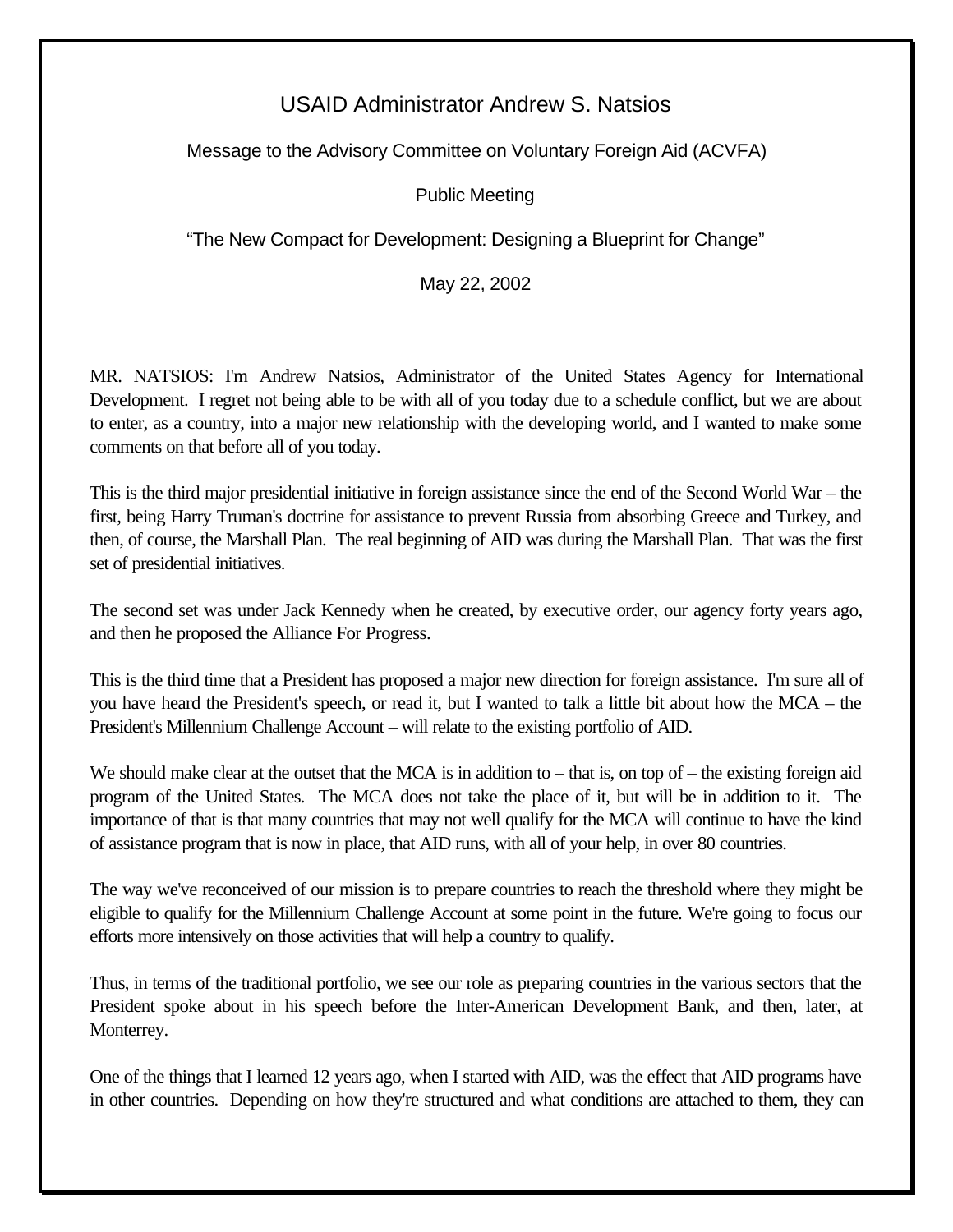# USAID Administrator Andrew S. Natsios

Message to the Advisory Committee on Voluntary Foreign Aid (ACVFA)

Public Meeting

"The New Compact for Development: Designing a Blueprint for Change"

May 22, 2002

MR. NATSIOS: I'm Andrew Natsios, Administrator of the United States Agency for International Development. I regret not being able to be with all of you today due to a schedule conflict, but we are about to enter, as a country, into a major new relationship with the developing world, and I wanted to make some comments on that before all of you today.

This is the third major presidential initiative in foreign assistance since the end of the Second World War – the first, being Harry Truman's doctrine for assistance to prevent Russia from absorbing Greece and Turkey, and then, of course, the Marshall Plan. The real beginning of AID was during the Marshall Plan. That was the first set of presidential initiatives.

The second set was under Jack Kennedy when he created, by executive order, our agency forty years ago, and then he proposed the Alliance For Progress.

This is the third time that a President has proposed a major new direction for foreign assistance. I'm sure all of you have heard the President's speech, or read it, but I wanted to talk a little bit about how the MCA – the President's Millennium Challenge Account – will relate to the existing portfolio of AID.

We should make clear at the outset that the MCA is in addition to – that is, on top of – the existing foreign aid program of the United States. The MCA does not take the place of it, but will be in addition to it. The importance of that is that many countries that may not well qualify for the MCA will continue to have the kind of assistance program that is now in place, that AID runs, with all of your help, in over 80 countries.

The way we've reconceived of our mission is to prepare countries to reach the threshold where they might be eligible to qualify for the Millennium Challenge Account at some point in the future. We're going to focus our efforts more intensively on those activities that will help a country to qualify.

Thus, in terms of the traditional portfolio, we see our role as preparing countries in the various sectors that the President spoke about in his speech before the Inter-American Development Bank, and then, later, at Monterrey.

One of the things that I learned 12 years ago, when I started with AID, was the effect that AID programs have in other countries. Depending on how they're structured and what conditions are attached to them, they can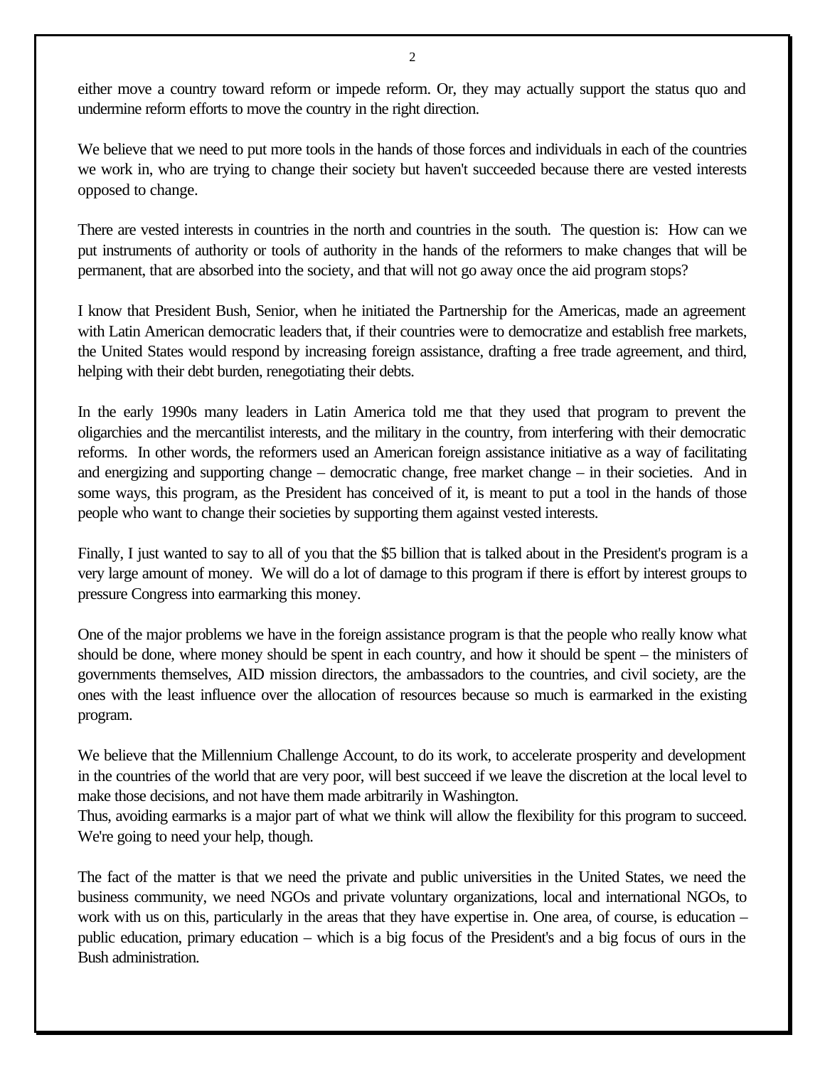either move a country toward reform or impede reform. Or, they may actually support the status quo and undermine reform efforts to move the country in the right direction.

We believe that we need to put more tools in the hands of those forces and individuals in each of the countries we work in, who are trying to change their society but haven't succeeded because there are vested interests opposed to change.

There are vested interests in countries in the north and countries in the south. The question is: How can we put instruments of authority or tools of authority in the hands of the reformers to make changes that will be permanent, that are absorbed into the society, and that will not go away once the aid program stops?

I know that President Bush, Senior, when he initiated the Partnership for the Americas, made an agreement with Latin American democratic leaders that, if their countries were to democratize and establish free markets, the United States would respond by increasing foreign assistance, drafting a free trade agreement, and third, helping with their debt burden, renegotiating their debts.

In the early 1990s many leaders in Latin America told me that they used that program to prevent the oligarchies and the mercantilist interests, and the military in the country, from interfering with their democratic reforms. In other words, the reformers used an American foreign assistance initiative as a way of facilitating and energizing and supporting change – democratic change, free market change – in their societies. And in some ways, this program, as the President has conceived of it, is meant to put a tool in the hands of those people who want to change their societies by supporting them against vested interests.

Finally, I just wanted to say to all of you that the $5 billion that is talked about in the President's program is a very large amount of money. We will do a lot of damage to this program if there is effort by interest groups to pressure Congress into earmarking this money.

One of the major problems we have in the foreign assistance program is that the people who really know what should be done, where money should be spent in each country, and how it should be spent – the ministers of governments themselves, AID mission directors, the ambassadors to the countries, and civil society, are the ones with the least influence over the allocation of resources because so much is earmarked in the existing program.

We believe that the Millennium Challenge Account, to do its work, to accelerate prosperity and development in the countries of the world that are very poor, will best succeed if we leave the discretion at the local level to make those decisions, and not have them made arbitrarily in Washington.
Thus, avoiding earmarks is a major part of what we think will allow the flexibility for this program to succeed. We're going to need your help, though.

The fact of the matter is that we need the private and public universities in the United States, we need the business community, we need NGOs and private voluntary organizations, local and international NGOs, to work with us on this, particularly in the areas that they have expertise in. One area, of course, is education – public education, primary education – which is a big focus of the President's and a big focus of ours in the Bush administration.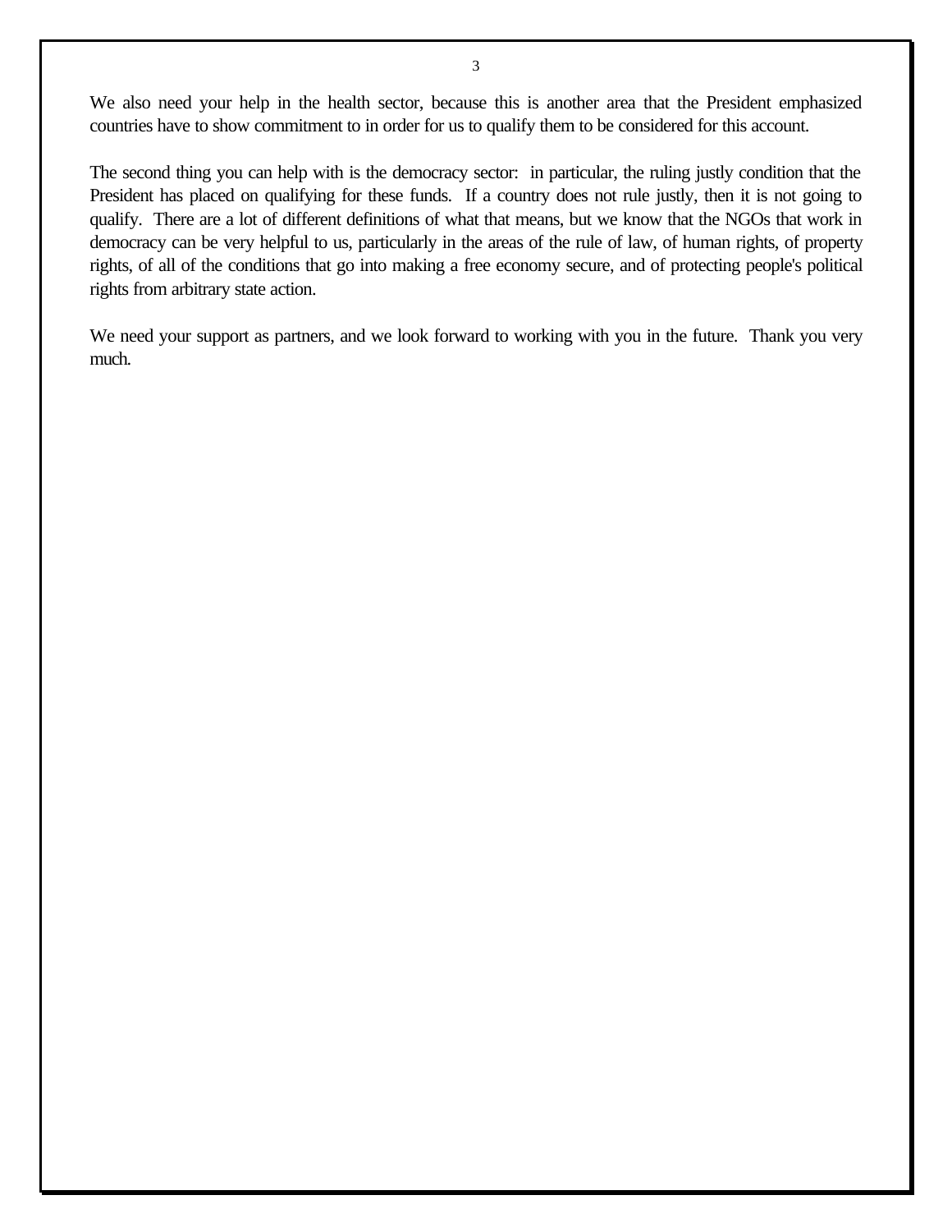We also need your help in the health sector, because this is another area that the President emphasized countries have to show commitment to in order for us to qualify them to be considered for this account.

The second thing you can help with is the democracy sector: in particular, the ruling justly condition that the President has placed on qualifying for these funds. If a country does not rule justly, then it is not going to qualify. There are a lot of different definitions of what that means, but we know that the NGOs that work in democracy can be very helpful to us, particularly in the areas of the rule of law, of human rights, of property rights, of all of the conditions that go into making a free economy secure, and of protecting people's political rights from arbitrary state action.

We need your support as partners, and we look forward to working with you in the future. Thank you very much.